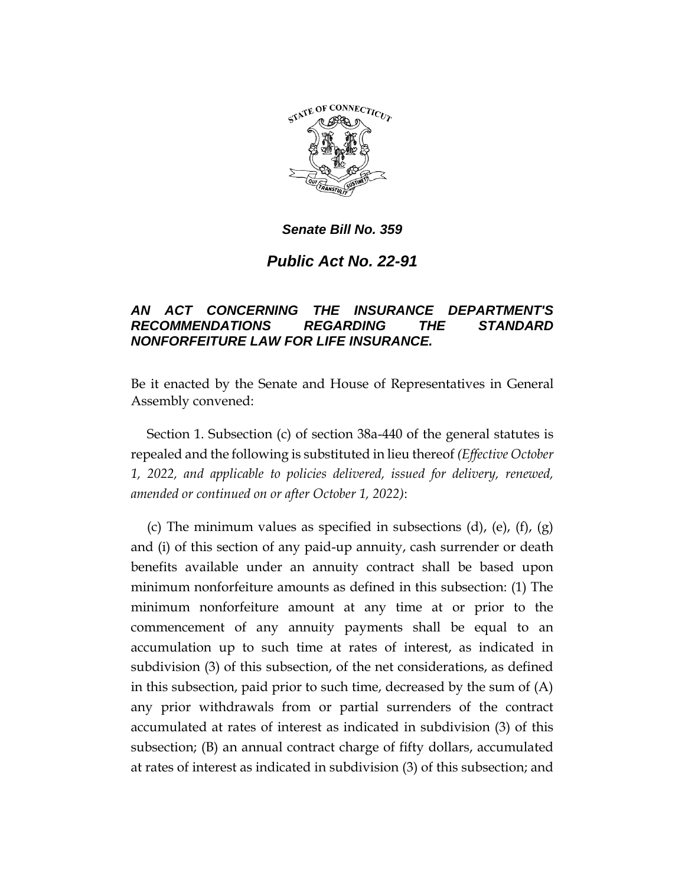***Senate Bill No. 359***

# *Public Act No. 22-91*

## *AN ACT CONCERNING THE INSURANCE DEPARTMENT'S RECOMMENDATIONS REGARDING THE STANDARD NONFORFEITURE LAW FOR LIFE INSURANCE.*

Be it enacted by the Senate and House of Representatives in General Assembly convened:

Section 1. Subsection (c) of section 38a-440 of the general statutes is repealed and the following is substituted in lieu thereof *(Effective October 1, 2022, and applicable to policies delivered, issued for delivery, renewed, amended or continued on or after October 1, 2022)*:

(c) The minimum values as specified in subsections (d), (e), (f), (g) and (i) of this section of any paid-up annuity, cash surrender or death benefits available under an annuity contract shall be based upon minimum nonforfeiture amounts as defined in this subsection: (1) The minimum nonforfeiture amount at any time at or prior to the commencement of any annuity payments shall be equal to an accumulation up to such time at rates of interest, as indicated in subdivision (3) of this subsection, of the net considerations, as defined in this subsection, paid prior to such time, decreased by the sum of (A) any prior withdrawals from or partial surrenders of the contract accumulated at rates of interest as indicated in subdivision (3) of this subsection; (B) an annual contract charge of fifty dollars, accumulated at rates of interest as indicated in subdivision (3) of this subsection; and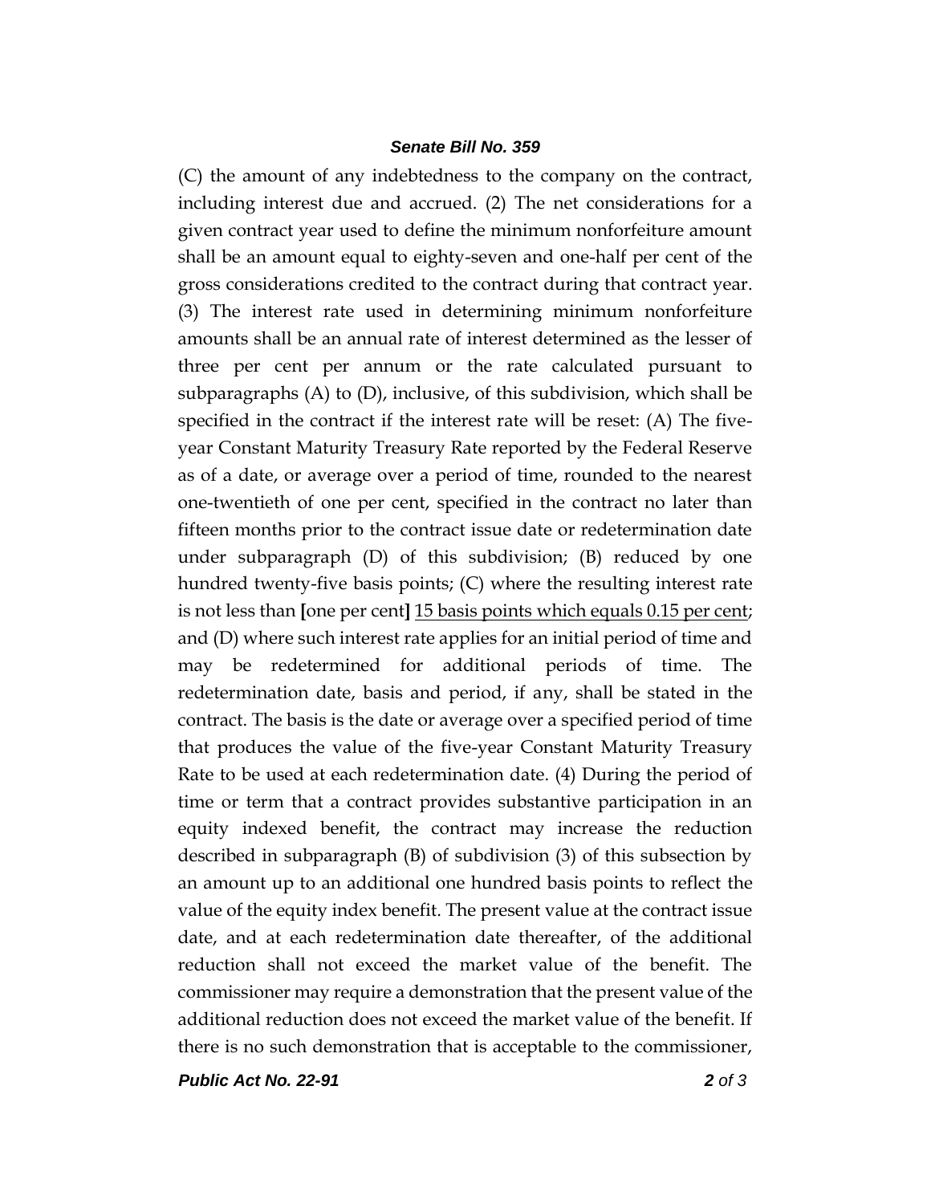(C) the amount of any indebtedness to the company on the contract, including interest due and accrued. (2) The net considerations for a given contract year used to define the minimum nonforfeiture amount shall be an amount equal to eighty-seven and one-half per cent of the gross considerations credited to the contract during that contract year. (3) The interest rate used in determining minimum nonforfeiture amounts shall be an annual rate of interest determined as the lesser of three per cent per annum or the rate calculated pursuant to subparagraphs (A) to (D), inclusive, of this subdivision, which shall be specified in the contract if the interest rate will be reset: (A) The five-year Constant Maturity Treasury Rate reported by the Federal Reserve as of a date, or average over a period of time, rounded to the nearest one-twentieth of one per cent, specified in the contract no later than fifteen months prior to the contract issue date or redetermination date under subparagraph (D) of this subdivision; (B) reduced by one hundred twenty-five basis points; (C) where the resulting interest rate is not less than **[**one per cent**]** <u>15 basis points which equals 0.15 per cent</u>; and (D) where such interest rate applies for an initial period of time and may be redetermined for additional periods of time. The redetermination date, basis and period, if any, shall be stated in the contract. The basis is the date or average over a specified period of time that produces the value of the five-year Constant Maturity Treasury Rate to be used at each redetermination date. (4) During the period of time or term that a contract provides substantive participation in an equity indexed benefit, the contract may increase the reduction described in subparagraph (B) of subdivision (3) of this subsection by an amount up to an additional one hundred basis points to reflect the value of the equity index benefit. The present value at the contract issue date, and at each redetermination date thereafter, of the additional reduction shall not exceed the market value of the benefit. The commissioner may require a demonstration that the present value of the additional reduction does not exceed the market value of the benefit. If there is no such demonstration that is acceptable to the commissioner,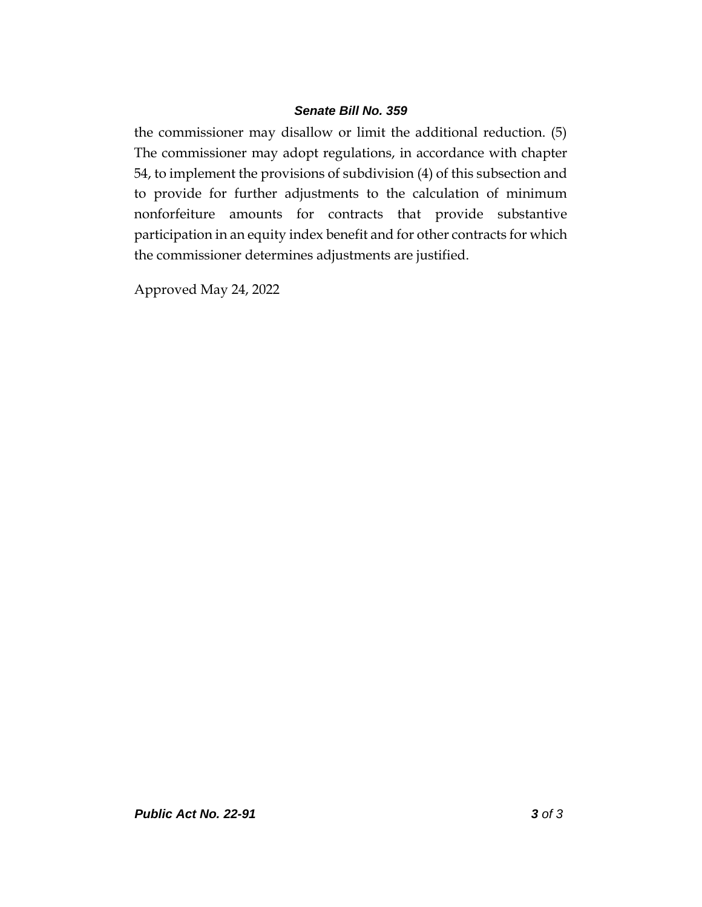the commissioner may disallow or limit the additional reduction. (5) The commissioner may adopt regulations, in accordance with chapter 54, to implement the provisions of subdivision (4) of this subsection and to provide for further adjustments to the calculation of minimum nonforfeiture amounts for contracts that provide substantive participation in an equity index benefit and for other contracts for which the commissioner determines adjustments are justified.

Approved May 24, 2022